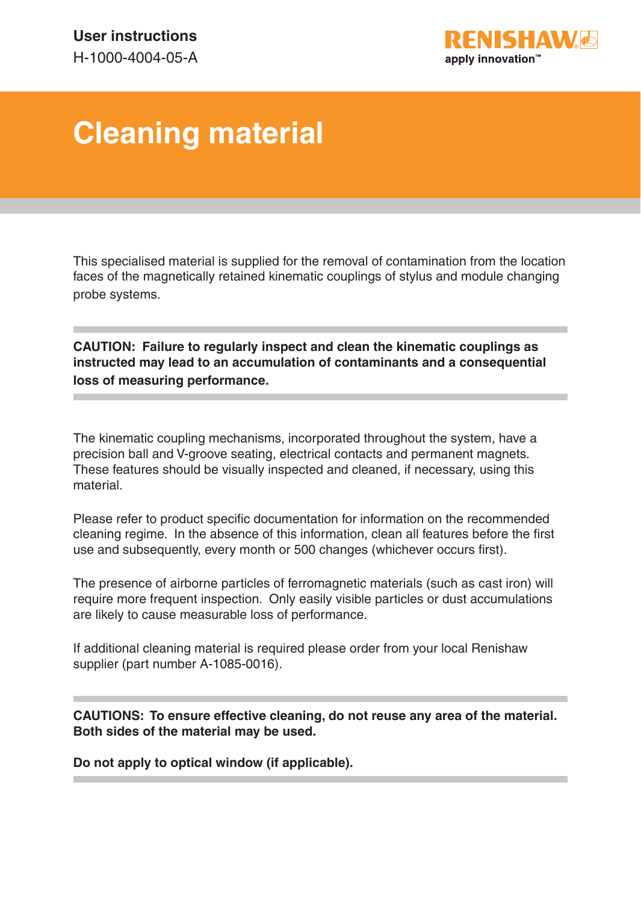**User instructions**
H-1000-4004-05-A

RENISHAW
apply innovation™

# Cleaning material

This specialised material is supplied for the removal of contamination from the location faces of the magnetically retained kinematic couplings of stylus and module changing probe systems.

**CAUTION: Failure to regularly inspect and clean the kinematic couplings as instructed may lead to an accumulation of contaminants and a consequential loss of measuring performance.**

The kinematic coupling mechanisms, incorporated throughout the system, have a precision ball and V-groove seating, electrical contacts and permanent magnets. These features should be visually inspected and cleaned, if necessary, using this material.

Please refer to product specific documentation for information on the recommended cleaning regime. In the absence of this information, clean all features before the first use and subsequently, every month or 500 changes (whichever occurs first).

The presence of airborne particles of ferromagnetic materials (such as cast iron) will require more frequent inspection. Only easily visible particles or dust accumulations are likely to cause measurable loss of performance.

If additional cleaning material is required please order from your local Renishaw supplier (part number A-1085-0016).

**CAUTIONS: To ensure effective cleaning, do not reuse any area of the material. Both sides of the material may be used.**

**Do not apply to optical window (if applicable).**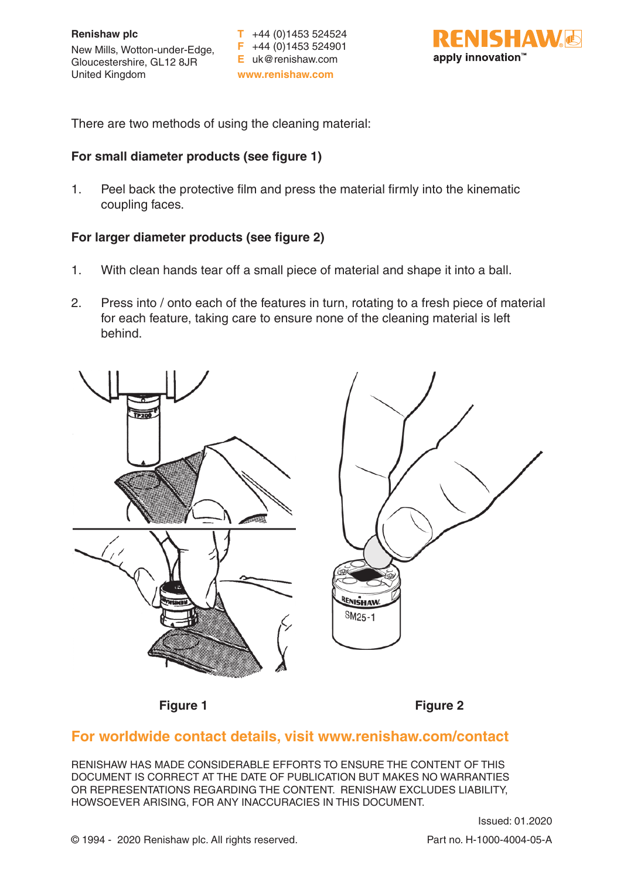There are two methods of using the cleaning material:

**For small diameter products (see figure 1)**

1. Peel back the protective film and press the material firmly into the kinematic coupling faces.

**For larger diameter products (see figure 2)**

1. With clean hands tear off a small piece of material and shape it into a ball.
2. Press into / onto each of the features in turn, rotating to a fresh piece of material for each feature, taking care to ensure none of the cleaning material is left behind.

**Figure 1**

**Figure 2**

## For worldwide contact details, visit www.renishaw.com/contact

RENISHAW HAS MADE CONSIDERABLE EFFORTS TO ENSURE THE CONTENT OF THIS DOCUMENT IS CORRECT AT THE DATE OF PUBLICATION BUT MAKES NO WARRANTIES OR REPRESENTATIONS REGARDING THE CONTENT. RENISHAW EXCLUDES LIABILITY, HOWSOEVER ARISING, FOR ANY INACCURACIES IN THIS DOCUMENT.

Issued: 01.2020

© 1994 - 2020 Renishaw plc. All rights reserved.

Part no. H-1000-4004-05-A